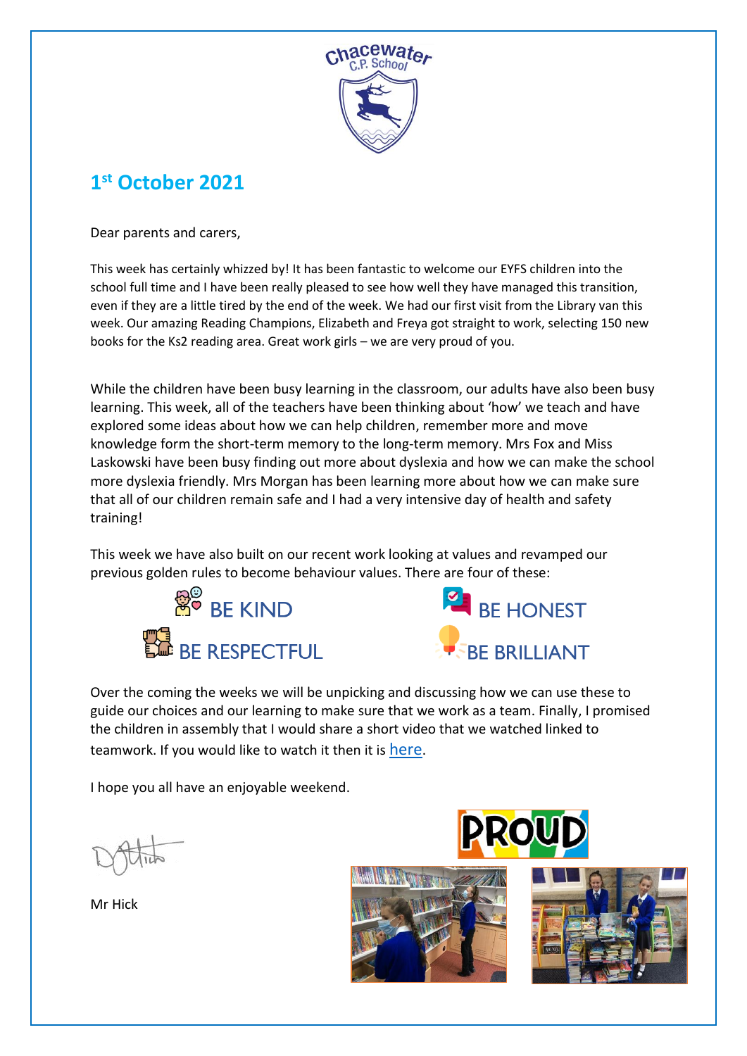Chacewater C.P. School

# 1st October 2021

Dear parents and carers,

This week has certainly whizzed by! It has been fantastic to welcome our EYFS children into the school full time and I have been really pleased to see how well they have managed this transition, even if they are a little tired by the end of the week. We had our first visit from the Library van this week. Our amazing Reading Champions, Elizabeth and Freya got straight to work, selecting 150 new books for the Ks2 reading area. Great work girls – we are very proud of you.

While the children have been busy learning in the classroom, our adults have also been busy learning. This week, all of the teachers have been thinking about 'how' we teach and have explored some ideas about how we can help children, remember more and move knowledge form the short-term memory to the long-term memory. Mrs Fox and Miss Laskowski have been busy finding out more about dyslexia and how we can make the school more dyslexia friendly. Mrs Morgan has been learning more about how we can make sure that all of our children remain safe and I had a very intensive day of health and safety training!

This week we have also built on our recent work looking at values and revamped our previous golden rules to become behaviour values. There are four of these:

- BE KIND
- BE HONEST
- BE RESPECTFUL
- BE BRILLIANT

Over the coming the weeks we will be unpicking and discussing how we can use these to guide our choices and our learning to make sure that we work as a team. Finally, I promised the children in assembly that I would share a short video that we watched linked to teamwork. If you would like to watch it then it is here.

I hope you all have an enjoyable weekend.

Mr Hick

PROUD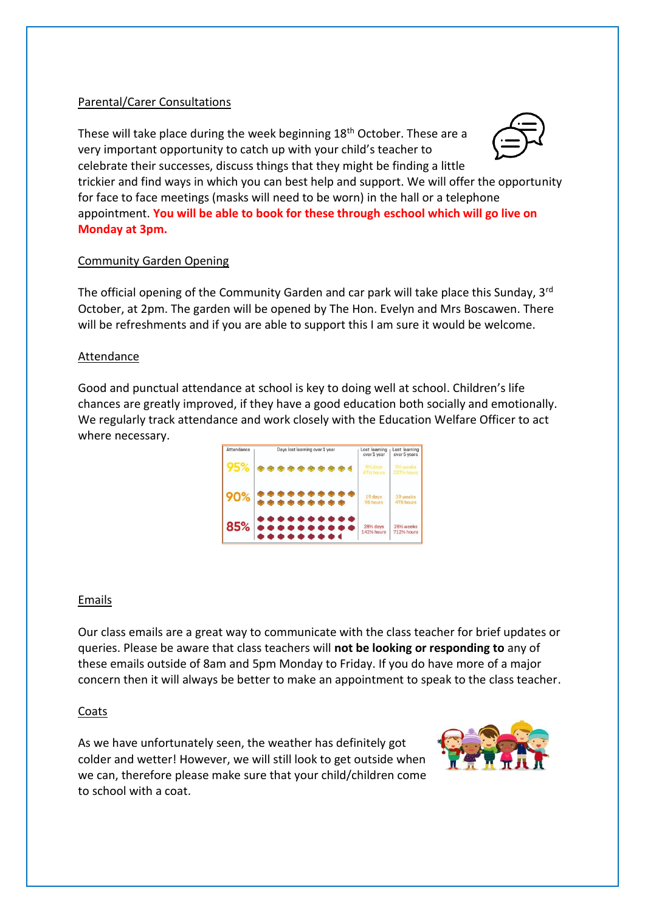## Parental/Carer Consultations

These will take place during the week beginning 18th October. These are a very important opportunity to catch up with your child's teacher to celebrate their successes, discuss things that they might be finding a little trickier and find ways in which you can best help and support. We will offer the opportunity for face to face meetings (masks will need to be worn) in the hall or a telephone appointment. **You will be able to book for these through eschool which will go live on Monday at 3pm.**

## Community Garden Opening

The official opening of the Community Garden and car park will take place this Sunday, 3rd October, at 2pm. The garden will be opened by The Hon. Evelyn and Mrs Boscawen. There will be refreshments and if you are able to support this I am sure it would be welcome.

## Attendance

Good and punctual attendance at school is key to doing well at school. Children's life chances are greatly improved, if they have a good education both socially and emotionally. We regularly track attendance and work closely with the Education Welfare Officer to act where necessary.

| Attendance | Days lost learning over 1 year | Lost learning over 1 year | Lost learning over 5 years |
|---|---|---|---|
| 95% | | 9½ days 47½ hours | 9½ weeks 237½ hours |
| 90% | | 19 days 95 hours | 19 weeks 475 hours |
| 85% | | 28½ days 142½ hours | 28½ weeks 712½ hours |

## Emails

Our class emails are a great way to communicate with the class teacher for brief updates or queries. Please be aware that class teachers will **not be looking or responding to** any of these emails outside of 8am and 5pm Monday to Friday. If you do have more of a major concern then it will always be better to make an appointment to speak to the class teacher.

## Coats

As we have unfortunately seen, the weather has definitely got colder and wetter! However, we will still look to get outside when we can, therefore please make sure that your child/children come to school with a coat.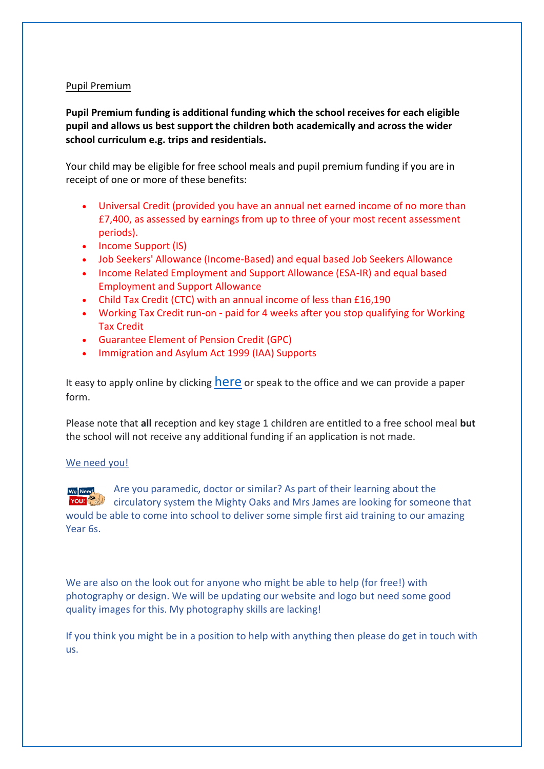## Pupil Premium

**Pupil Premium funding is additional funding which the school receives for each eligible pupil and allows us best support the children both academically and across the wider school curriculum e.g. trips and residentials.**

Your child may be eligible for free school meals and pupil premium funding if you are in receipt of one or more of these benefits:

- Universal Credit (provided you have an annual net earned income of no more than £7,400, as assessed by earnings from up to three of your most recent assessment periods).
- Income Support (IS)
- Job Seekers' Allowance (Income-Based) and equal based Job Seekers Allowance
- Income Related Employment and Support Allowance (ESA-IR) and equal based Employment and Support Allowance
- Child Tax Credit (CTC) with an annual income of less than £16,190
- Working Tax Credit run-on - paid for 4 weeks after you stop qualifying for Working Tax Credit
- Guarantee Element of Pension Credit (GPC)
- Immigration and Asylum Act 1999 (IAA) Supports

It easy to apply online by clicking here or speak to the office and we can provide a paper form.

Please note that **all** reception and key stage 1 children are entitled to a free school meal **but** the school will not receive any additional funding if an application is not made.

## We need you!

Are you paramedic, doctor or similar? As part of their learning about the circulatory system the Mighty Oaks and Mrs James are looking for someone that would be able to come into school to deliver some simple first aid training to our amazing Year 6s.

We are also on the look out for anyone who might be able to help (for free!) with photography or design. We will be updating our website and logo but need some good quality images for this. My photography skills are lacking!

If you think you might be in a position to help with anything then please do get in touch with us.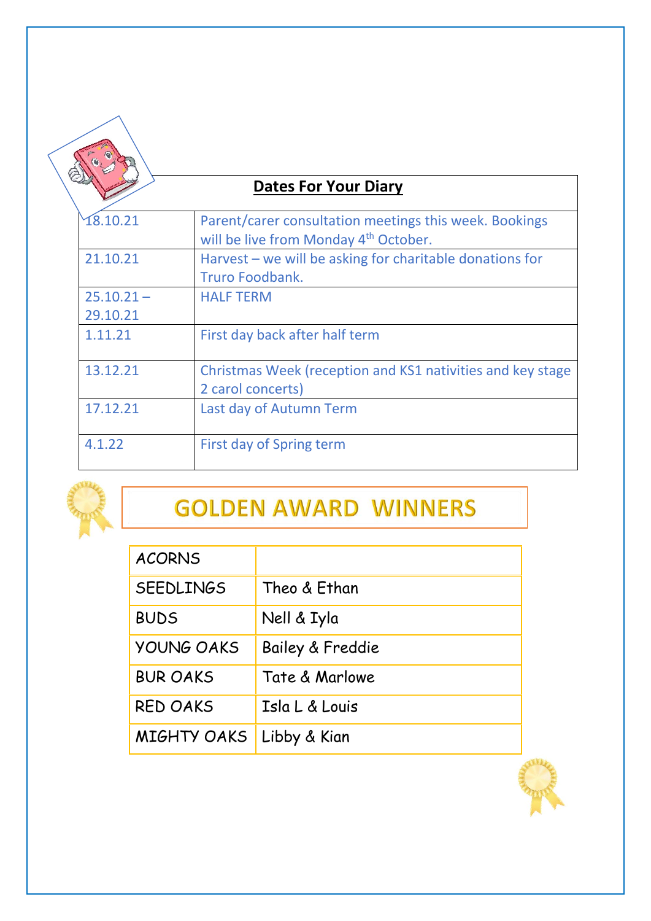## Dates For Your Diary

| Date | Event |
|---|---|
| 18.10.21 | Parent/carer consultation meetings this week. Bookings will be live from Monday 4th October. |
| 21.10.21 | Harvest – we will be asking for charitable donations for Truro Foodbank. |
| 25.10.21 – 29.10.21 | HALF TERM |
| 1.11.21 | First day back after half term |
| 13.12.21 | Christmas Week (reception and KS1 nativities and key stage 2 carol concerts) |
| 17.12.21 | Last day of Autumn Term |
| 4.1.22 | First day of Spring term |

## GOLDEN AWARD WINNERS

| Class | Winners |
|---|---|
| ACORNS | |
| SEEDLINGS | Theo & Ethan |
| BUDS | Nell & Iyla |
| YOUNG OAKS | Bailey & Freddie |
| BUR OAKS | Tate & Marlowe |
| RED OAKS | Isla L & Louis |
| MIGHTY OAKS | Libby & Kian |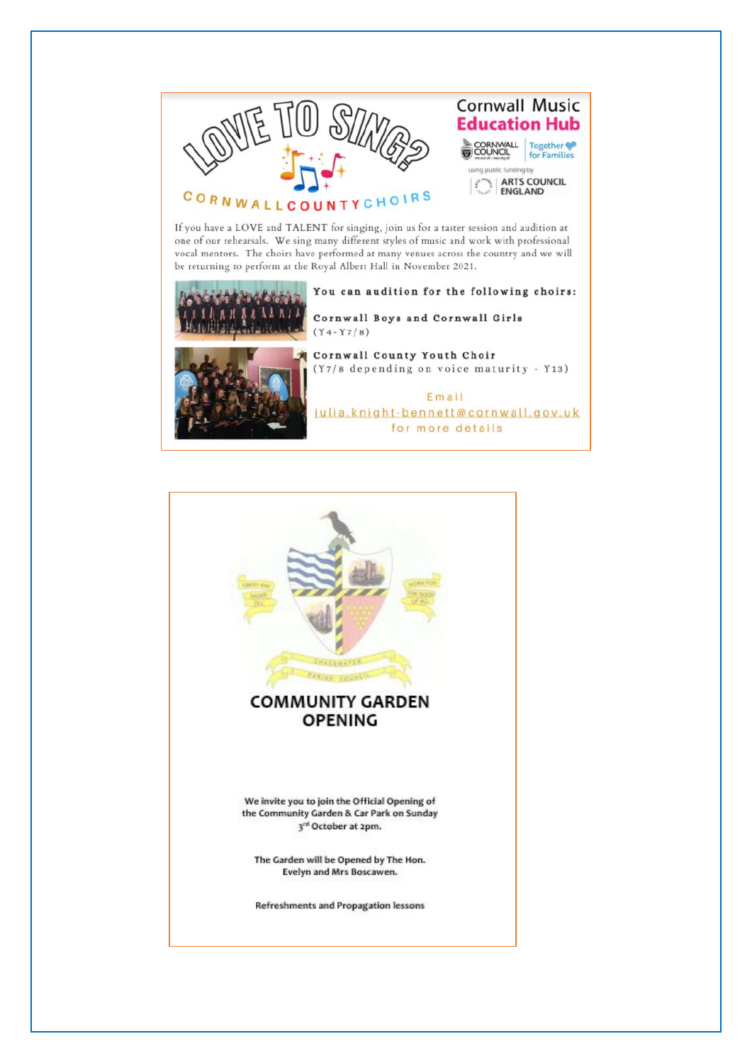# LOVE TO SING?

CORNWALL COUNTY CHOIRS

Cornwall Music Education Hub

CORNWALL COUNCIL | Together for Families

using public funding by ARTS COUNCIL ENGLAND

If you have a LOVE and TALENT for singing, join us for a taster session and audition at one of our rehearsals. We sing many different styles of music and work with professional vocal mentors. The choirs have performed at many venues across the country and we will be returning to perform at the Royal Albert Hall in November 2021.

**You can audition for the following choirs:**

**Cornwall Boys and Cornwall Girls**
(Y4-Y7/8)

**Cornwall County Youth Choir**
(Y7/8 depending on voice maturity - Y13)

Email
julia.knight-bennett@cornwall.gov.uk
for more details

---

CHACEWATER PARISH COUNCIL

# COMMUNITY GARDEN OPENING

We invite you to join the Official Opening of the Community Garden & Car Park on Sunday 3rd October at 2pm.

The Garden will be Opened by The Hon. Evelyn and Mrs Boscawen.

Refreshments and Propagation lessons